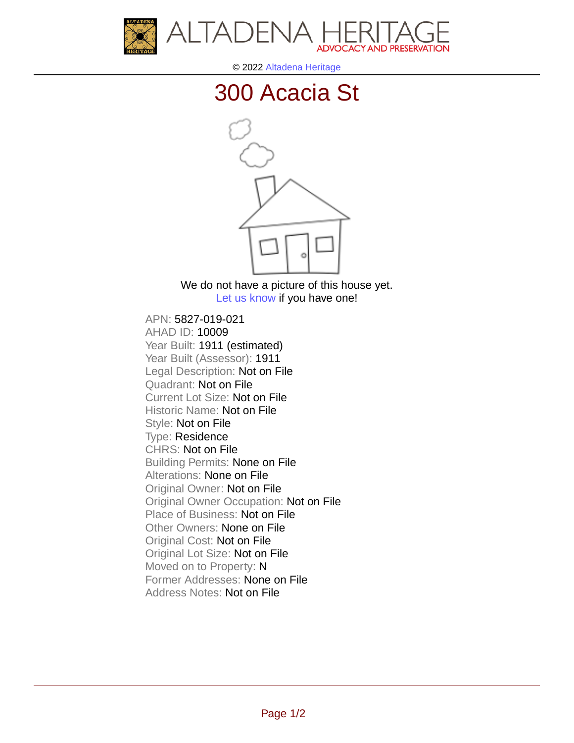ALTADENA HERITAGE
ADVOCACY AND PRESERVATION

© 2022 Altadena Heritage

# 300 Acacia St

We do not have a picture of this house yet.
Let us know if you have one!

APN: 5827-019-021
AHAD ID: 10009
Year Built: 1911 (estimated)
Year Built (Assessor): 1911
Legal Description: Not on File
Quadrant: Not on File
Current Lot Size: Not on File
Historic Name: Not on File
Style: Not on File
Type: Residence
CHRS: Not on File
Building Permits: None on File
Alterations: None on File
Original Owner: Not on File
Original Owner Occupation: Not on File
Place of Business: Not on File
Other Owners: None on File
Original Cost: Not on File
Original Lot Size: Not on File
Moved on to Property: N
Former Addresses: None on File
Address Notes: Not on File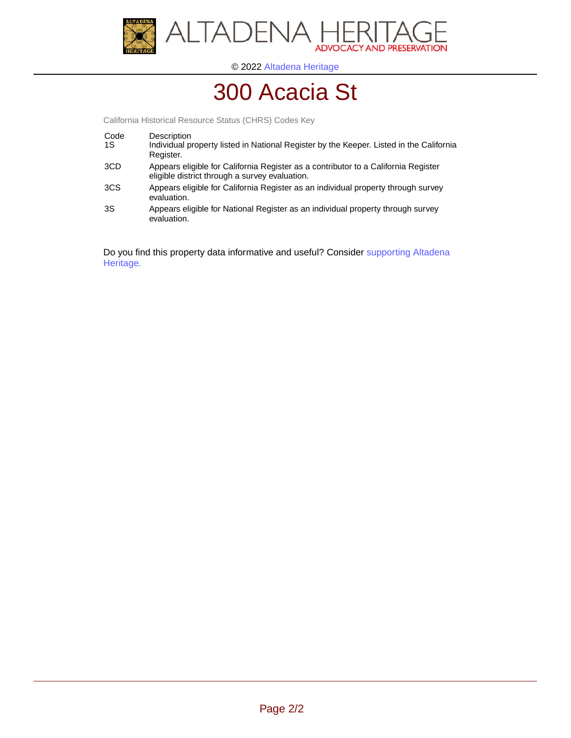ALTADENA HERITAGE
ADVOCACY AND PRESERVATION

© 2022 Altadena Heritage

# 300 Acacia St

California Historical Resource Status (CHRS) Codes Key

| Code | Description |
|---|---|
| 1S | Individual property listed in National Register by the Keeper. Listed in the California Register. |
| 3CD | Appears eligible for California Register as a contributor to a California Register eligible district through a survey evaluation. |
| 3CS | Appears eligible for California Register as an individual property through survey evaluation. |
| 3S | Appears eligible for National Register as an individual property through survey evaluation. |

Do you find this property data informative and useful? Consider supporting Altadena Heritage.